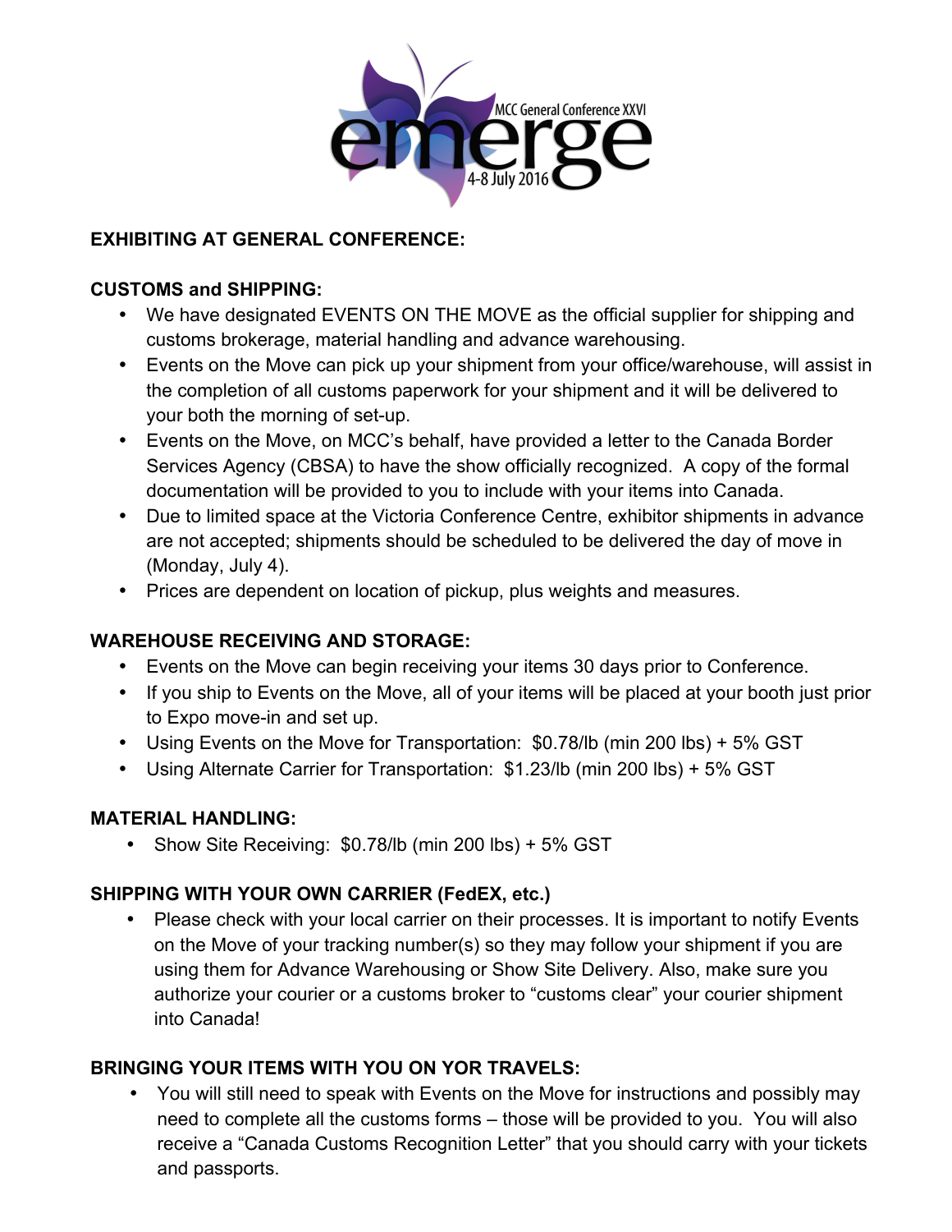MCC General Conference XXVI

emerge

4-8 July 2016

**EXHIBITING AT GENERAL CONFERENCE:**

**CUSTOMS and SHIPPING:**

- We have designated EVENTS ON THE MOVE as the official supplier for shipping and customs brokerage, material handling and advance warehousing.
- Events on the Move can pick up your shipment from your office/warehouse, will assist in the completion of all customs paperwork for your shipment and it will be delivered to your both the morning of set-up.
- Events on the Move, on MCC's behalf, have provided a letter to the Canada Border Services Agency (CBSA) to have the show officially recognized. A copy of the formal documentation will be provided to you to include with your items into Canada.
- Due to limited space at the Victoria Conference Centre, exhibitor shipments in advance are not accepted; shipments should be scheduled to be delivered the day of move in (Monday, July 4).
- Prices are dependent on location of pickup, plus weights and measures.

**WAREHOUSE RECEIVING AND STORAGE:**

- Events on the Move can begin receiving your items 30 days prior to Conference.
- If you ship to Events on the Move, all of your items will be placed at your booth just prior to Expo move-in and set up.
- Using Events on the Move for Transportation: $0.78/lb (min 200 lbs) + 5% GST
- Using Alternate Carrier for Transportation: $1.23/lb (min 200 lbs) + 5% GST

**MATERIAL HANDLING:**

- Show Site Receiving: $0.78/lb (min 200 lbs) + 5% GST

**SHIPPING WITH YOUR OWN CARRIER (FedEX, etc.)**

- Please check with your local carrier on their processes. It is important to notify Events on the Move of your tracking number(s) so they may follow your shipment if you are using them for Advance Warehousing or Show Site Delivery. Also, make sure you authorize your courier or a customs broker to "customs clear" your courier shipment into Canada!

**BRINGING YOUR ITEMS WITH YOU ON YOR TRAVELS:**

- You will still need to speak with Events on the Move for instructions and possibly may need to complete all the customs forms – those will be provided to you. You will also receive a "Canada Customs Recognition Letter" that you should carry with your tickets and passports.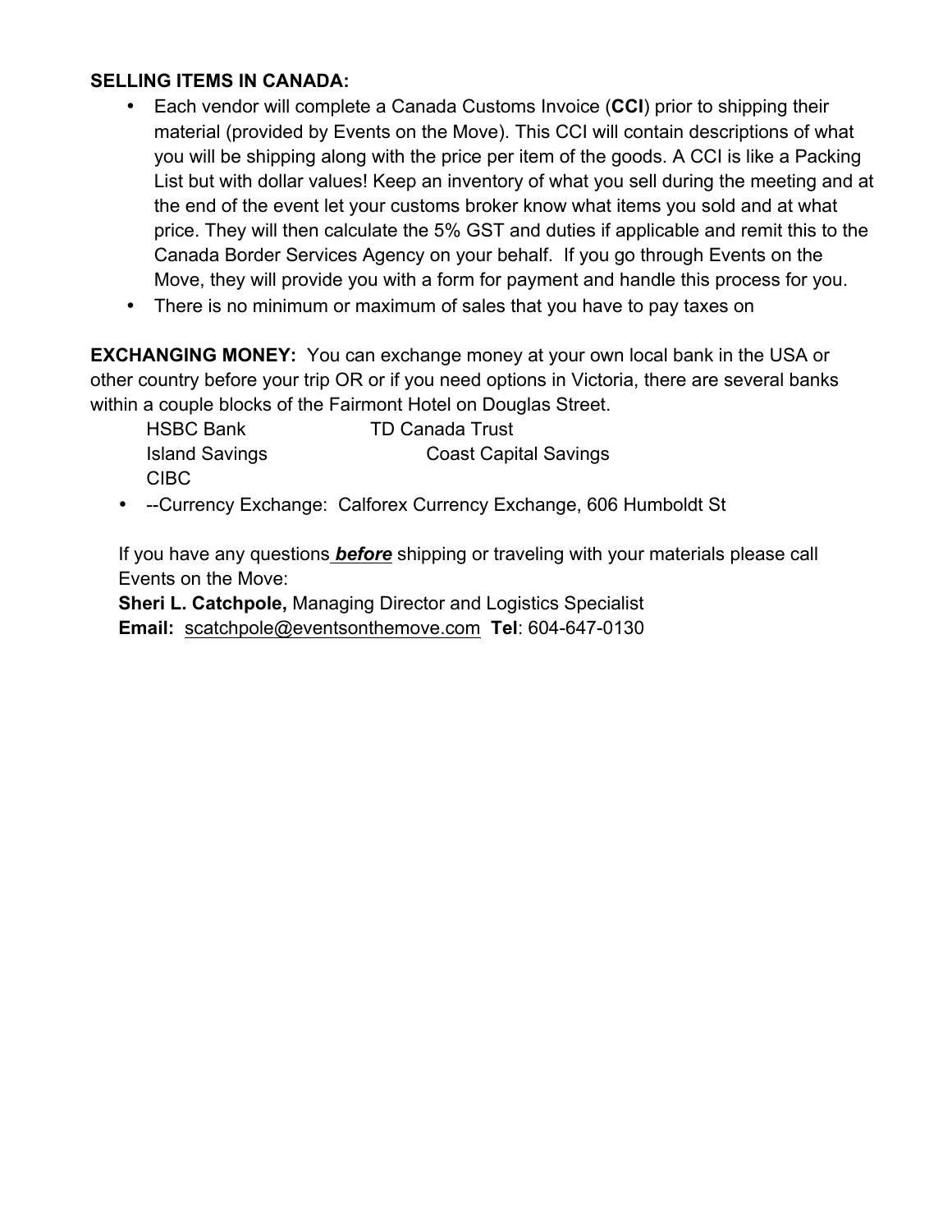**SELLING ITEMS IN CANADA:**

- Each vendor will complete a Canada Customs Invoice (**CCI**) prior to shipping their material (provided by Events on the Move). This CCI will contain descriptions of what you will be shipping along with the price per item of the goods. A CCI is like a Packing List but with dollar values! Keep an inventory of what you sell during the meeting and at the end of the event let your customs broker know what items you sold and at what price. They will then calculate the 5% GST and duties if applicable and remit this to the Canada Border Services Agency on your behalf. If you go through Events on the Move, they will provide you with a form for payment and handle this process for you.
- There is no minimum or maximum of sales that you have to pay taxes on

**EXCHANGING MONEY:** You can exchange money at your own local bank in the USA or other country before your trip OR or if you need options in Victoria, there are several banks within a couple blocks of the Fairmont Hotel on Douglas Street.

HSBC Bank
TD Canada Trust
Island Savings
Coast Capital Savings
CIBC

- --Currency Exchange: Calforex Currency Exchange, 606 Humboldt St

If you have any questions ***before*** shipping or traveling with your materials please call Events on the Move:
**Sheri L. Catchpole,** Managing Director and Logistics Specialist
**Email:** scatchpole@eventsonthemove.com **Tel**: 604-647-0130